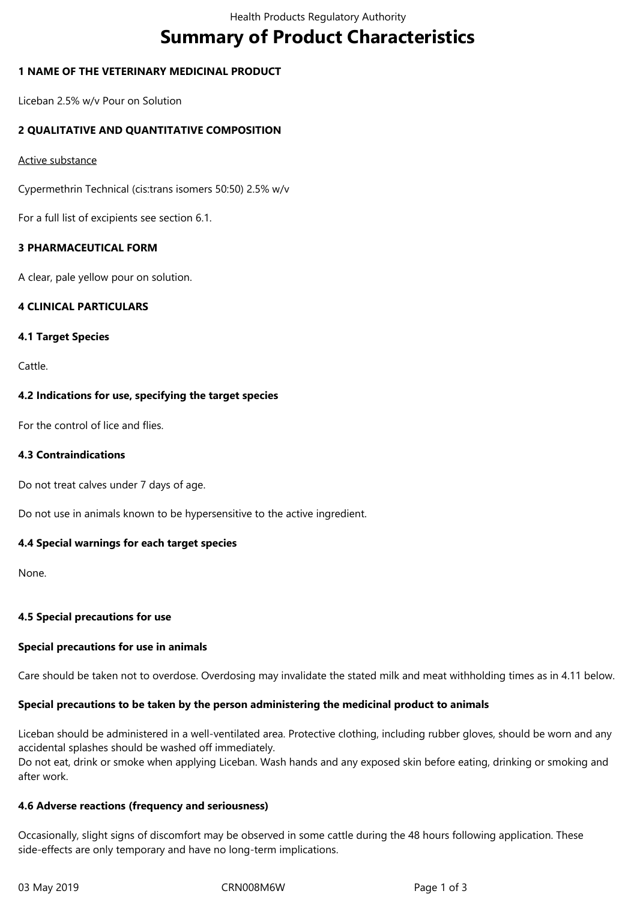# Summary of Product Characteristics

## 1 NAME OF THE VETERINARY MEDICINAL PRODUCT

Liceban 2.5% w/v Pour on Solution

## 2 QUALITATIVE AND QUANTITATIVE COMPOSITION

Active substance

Cypermethrin Technical (cis:trans isomers 50:50) 2.5% w/v

For a full list of excipients see section 6.1.

## 3 PHARMACEUTICAL FORM

A clear, pale yellow pour on solution.

## 4 CLINICAL PARTICULARS

### 4.1 Target Species

Cattle.

### 4.2 Indications for use, specifying the target species

For the control of lice and flies.

### 4.3 Contraindications

Do not treat calves under 7 days of age.

Do not use in animals known to be hypersensitive to the active ingredient.

### 4.4 Special warnings for each target species

None.

### 4.5 Special precautions for use

**Special precautions for use in animals**

Care should be taken not to overdose. Overdosing may invalidate the stated milk and meat withholding times as in 4.11 below.

**Special precautions to be taken by the person administering the medicinal product to animals**

Liceban should be administered in a well-ventilated area. Protective clothing, including rubber gloves, should be worn and any accidental splashes should be washed off immediately.
Do not eat, drink or smoke when applying Liceban. Wash hands and any exposed skin before eating, drinking or smoking and after work.

### 4.6 Adverse reactions (frequency and seriousness)

Occasionally, slight signs of discomfort may be observed in some cattle during the 48 hours following application. These side-effects are only temporary and have no long-term implications.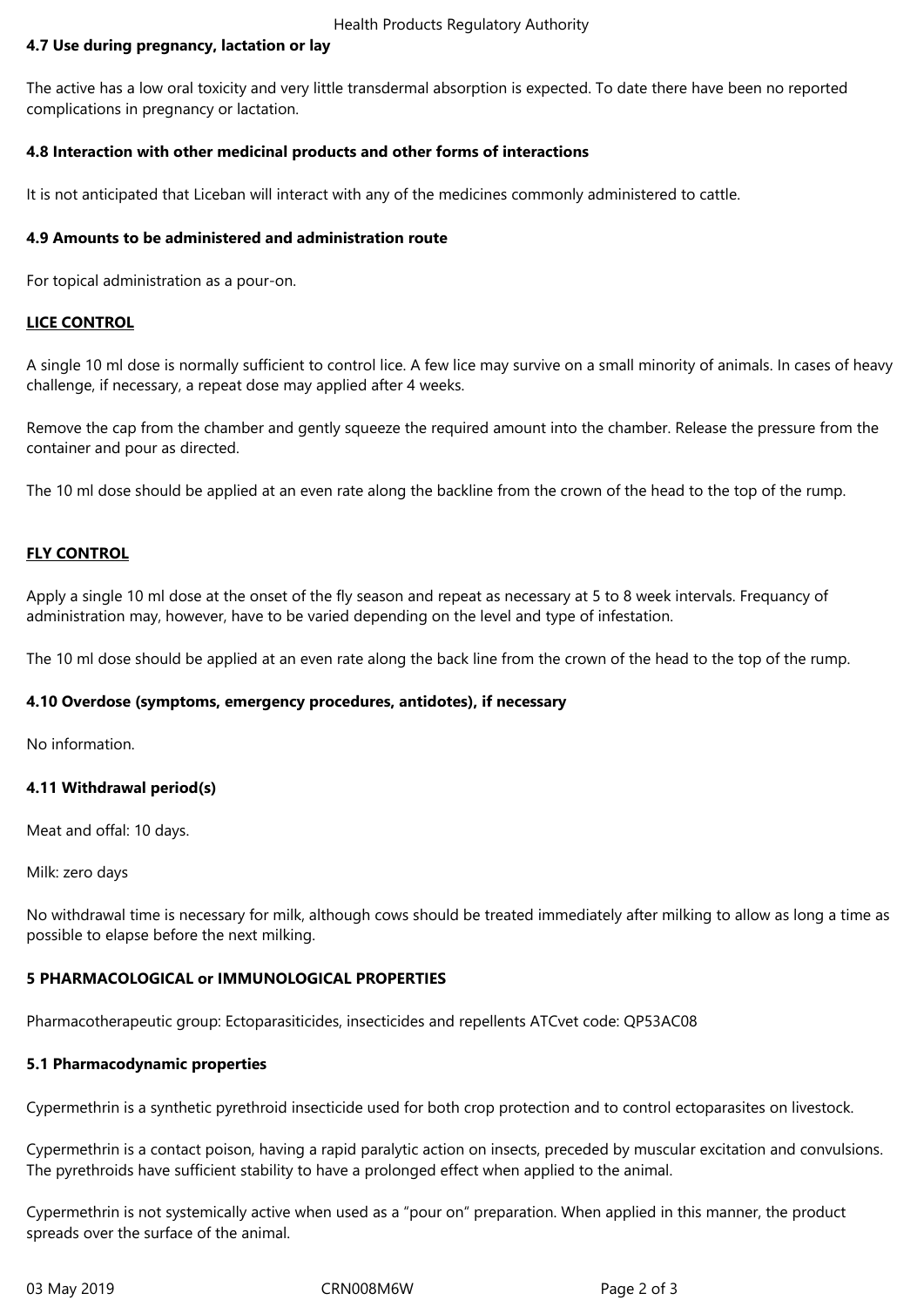**4.7 Use during pregnancy, lactation or lay**

The active has a low oral toxicity and very little transdermal absorption is expected. To date there have been no reported complications in pregnancy or lactation.

**4.8 Interaction with other medicinal products and other forms of interactions**

It is not anticipated that Liceban will interact with any of the medicines commonly administered to cattle.

**4.9 Amounts to be administered and administration route**

For topical administration as a pour-on.

**LICE CONTROL**

A single 10 ml dose is normally sufficient to control lice. A few lice may survive on a small minority of animals. In cases of heavy challenge, if necessary, a repeat dose may applied after 4 weeks.

Remove the cap from the chamber and gently squeeze the required amount into the chamber. Release the pressure from the container and pour as directed.

The 10 ml dose should be applied at an even rate along the backline from the crown of the head to the top of the rump.

**FLY CONTROL**

Apply a single 10 ml dose at the onset of the fly season and repeat as necessary at 5 to 8 week intervals. Frequancy of administration may, however, have to be varied depending on the level and type of infestation.

The 10 ml dose should be applied at an even rate along the back line from the crown of the head to the top of the rump.

**4.10 Overdose (symptoms, emergency procedures, antidotes), if necessary**

No information.

**4.11 Withdrawal period(s)**

Meat and offal: 10 days.

Milk: zero days

No withdrawal time is necessary for milk, although cows should be treated immediately after milking to allow as long a time as possible to elapse before the next milking.

**5 PHARMACOLOGICAL or IMMUNOLOGICAL PROPERTIES**

Pharmacotherapeutic group: Ectoparasiticides, insecticides and repellents ATCvet code: QP53AC08

**5.1 Pharmacodynamic properties**

Cypermethrin is a synthetic pyrethroid insecticide used for both crop protection and to control ectoparasites on livestock.

Cypermethrin is a contact poison, having a rapid paralytic action on insects, preceded by muscular excitation and convulsions. The pyrethroids have sufficient stability to have a prolonged effect when applied to the animal.

Cypermethrin is not systemically active when used as a "pour on" preparation. When applied in this manner, the product spreads over the surface of the animal.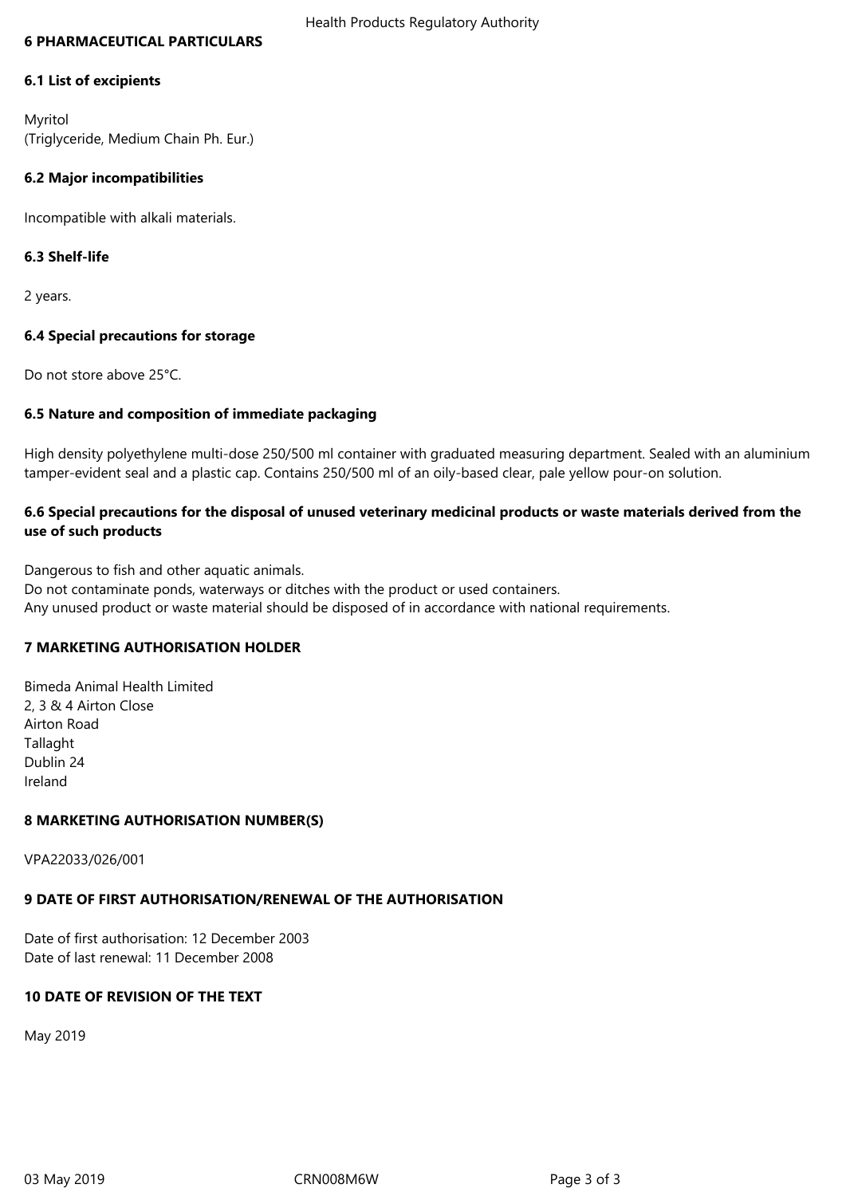## 6 PHARMACEUTICAL PARTICULARS

### 6.1 List of excipients

Myritol
(Triglyceride, Medium Chain Ph. Eur.)

### 6.2 Major incompatibilities

Incompatible with alkali materials.

### 6.3 Shelf-life

2 years.

### 6.4 Special precautions for storage

Do not store above 25°C.

### 6.5 Nature and composition of immediate packaging

High density polyethylene multi-dose 250/500 ml container with graduated measuring department. Sealed with an aluminium tamper-evident seal and a plastic cap. Contains 250/500 ml of an oily-based clear, pale yellow pour-on solution.

### 6.6 Special precautions for the disposal of unused veterinary medicinal products or waste materials derived from the use of such products

Dangerous to fish and other aquatic animals.
Do not contaminate ponds, waterways or ditches with the product or used containers.
Any unused product or waste material should be disposed of in accordance with national requirements.

## 7 MARKETING AUTHORISATION HOLDER

Bimeda Animal Health Limited
2, 3 & 4 Airton Close
Airton Road
Tallaght
Dublin 24
Ireland

## 8 MARKETING AUTHORISATION NUMBER(S)

VPA22033/026/001

## 9 DATE OF FIRST AUTHORISATION/RENEWAL OF THE AUTHORISATION

Date of first authorisation: 12 December 2003
Date of last renewal: 11 December 2008

## 10 DATE OF REVISION OF THE TEXT

May 2019